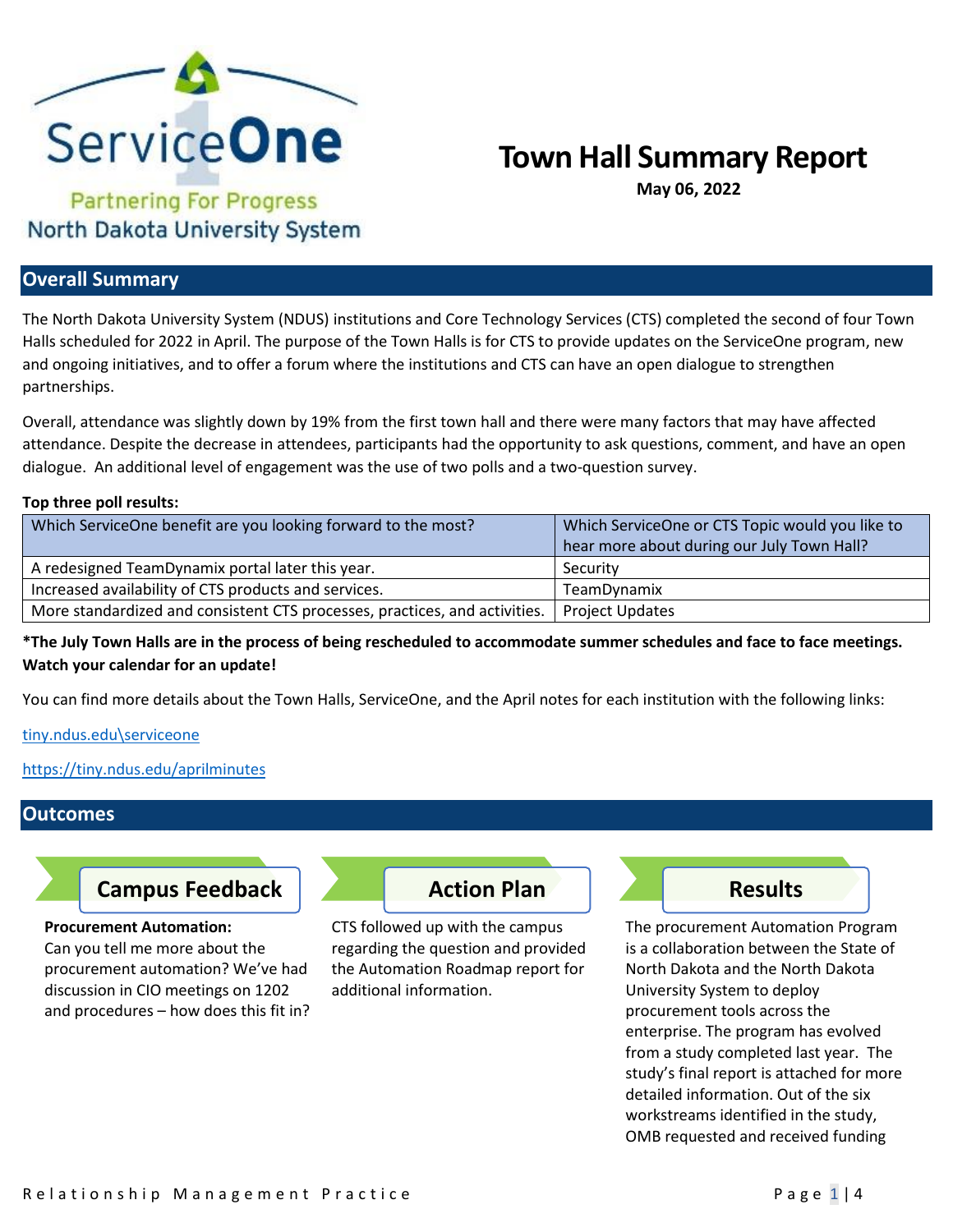ServiceOne

Partnering For Progress

North Dakota University System

# Town Hall Summary Report

**May 06, 2022**

## Overall Summary

The North Dakota University System (NDUS) institutions and Core Technology Services (CTS) completed the second of four Town Halls scheduled for 2022 in April. The purpose of the Town Halls is for CTS to provide updates on the ServiceOne program, new and ongoing initiatives, and to offer a forum where the institutions and CTS can have an open dialogue to strengthen partnerships.

Overall, attendance was slightly down by 19% from the first town hall and there were many factors that may have affected attendance. Despite the decrease in attendees, participants had the opportunity to ask questions, comment, and have an open dialogue. An additional level of engagement was the use of two polls and a two-question survey.

**Top three poll results:**

| Which ServiceOne benefit are you looking forward to the most? | Which ServiceOne or CTS Topic would you like to hear more about during our July Town Hall? |
| --- | --- |
| A redesigned TeamDynamix portal later this year. | Security |
| Increased availability of CTS products and services. | TeamDynamix |
| More standardized and consistent CTS processes, practices, and activities. | Project Updates |

**\*The July Town Halls are in the process of being rescheduled to accommodate summer schedules and face to face meetings. Watch your calendar for an update!**

You can find more details about the Town Halls, ServiceOne, and the April notes for each institution with the following links:

tiny.ndus.edu\serviceone

https://tiny.ndus.edu/aprilminutes

## Outcomes

### Campus Feedback

**Procurement Automation:**
Can you tell me more about the procurement automation? We've had discussion in CIO meetings on 1202 and procedures – how does this fit in?

### Action Plan

CTS followed up with the campus regarding the question and provided the Automation Roadmap report for additional information.

### Results

The procurement Automation Program is a collaboration between the State of North Dakota and the North Dakota University System to deploy procurement tools across the enterprise. The program has evolved from a study completed last year. The study's final report is attached for more detailed information. Out of the six workstreams identified in the study, OMB requested and received funding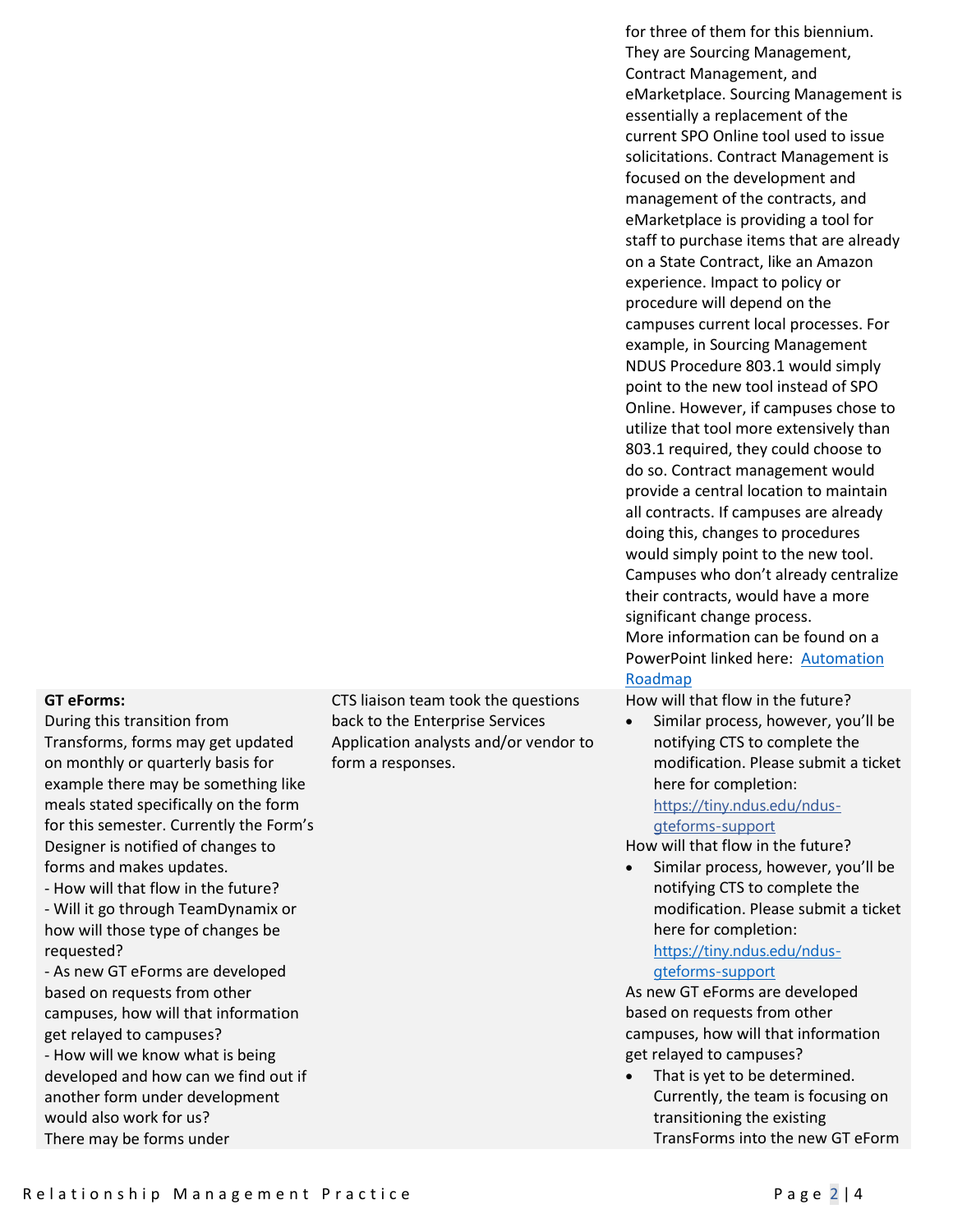| | | |
|---|---|---|
| | | for three of them for this biennium. They are Sourcing Management, Contract Management, and eMarketplace. Sourcing Management is essentially a replacement of the current SPO Online tool used to issue solicitations. Contract Management is focused on the development and management of the contracts, and eMarketplace is providing a tool for staff to purchase items that are already on a State Contract, like an Amazon experience. Impact to policy or procedure will depend on the campuses current local processes. For example, in Sourcing Management NDUS Procedure 803.1 would simply point to the new tool instead of SPO Online. However, if campuses chose to utilize that tool more extensively than 803.1 required, they could choose to do so. Contract management would provide a central location to maintain all contracts. If campuses are already doing this, changes to procedures would simply point to the new tool. Campuses who don't already centralize their contracts, would have a more significant change process. More information can be found on a PowerPoint linked here: [Automation Roadmap] |
| **GT eForms:** During this transition from Transforms, forms may get updated on monthly or quarterly basis for example there may be something like meals stated specifically on the form for this semester. Currently the Form's Designer is notified of changes to forms and makes updates. - How will that flow in the future? - Will it go through TeamDynamix or how will those type of changes be requested? - As new GT eForms are developed based on requests from other campuses, how will that information get relayed to campuses? - How will we know what is being developed and how can we find out if another form under development would also work for us? There may be forms under | CTS liaison team took the questions back to the Enterprise Services Application analysts and/or vendor to form a responses. | How will that flow in the future? <ul><li>Similar process, however, you'll be notifying CTS to complete the modification. Please submit a ticket here for completion: https://tiny.ndus.edu/ndus-gteforms-support</li></ul> How will that flow in the future? <ul><li>Similar process, however, you'll be notifying CTS to complete the modification. Please submit a ticket here for completion: https://tiny.ndus.edu/ndus-gteforms-support</li></ul> As new GT eForms are developed based on requests from other campuses, how will that information get relayed to campuses? <ul><li>That is yet to be determined. Currently, the team is focusing on transitioning the existing TransForms into the new GT eForm</li></ul> |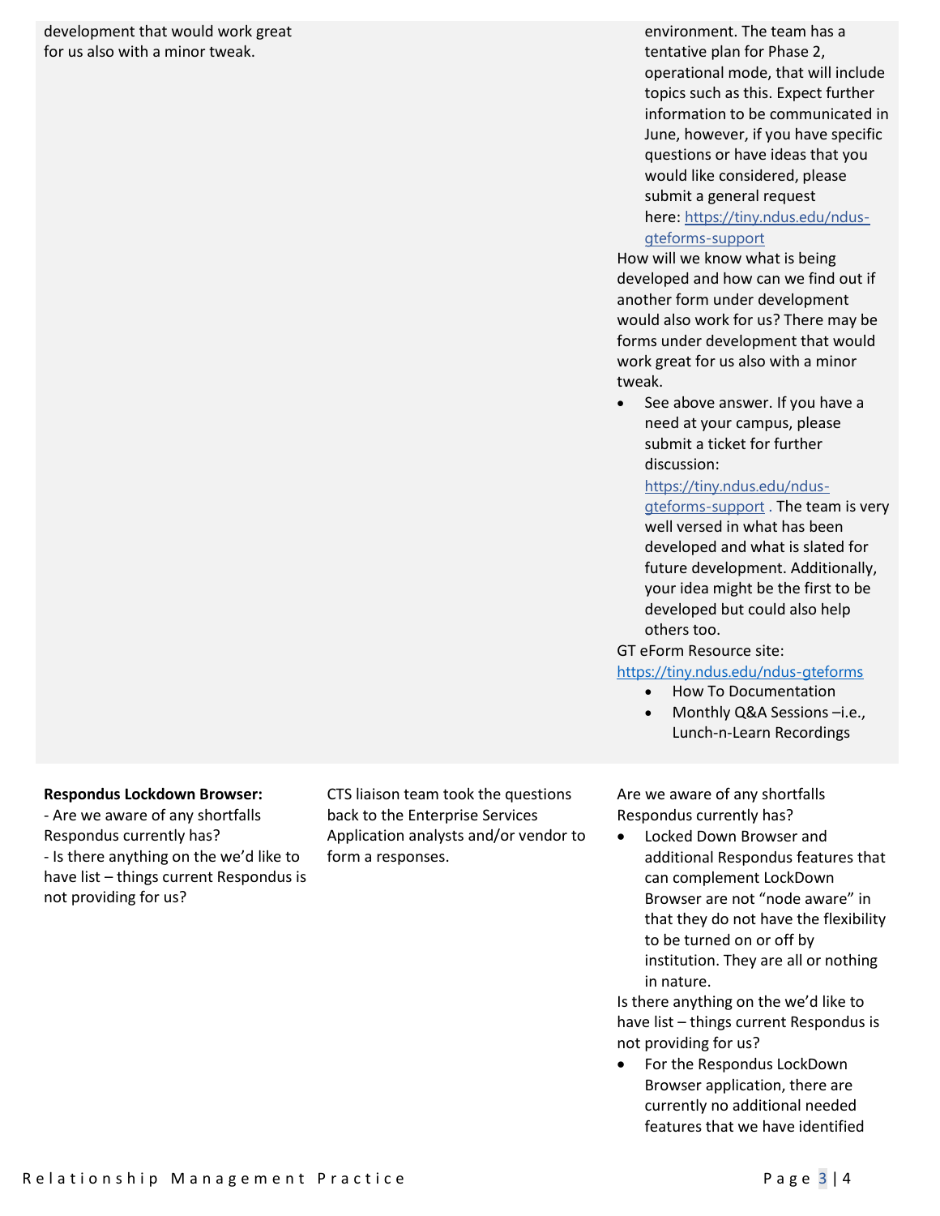| | | |
|---|---|---|
| development that would work great for us also with a minor tweak. | | environment. The team has a tentative plan for Phase 2, operational mode, that will include topics such as this. Expect further information to be communicated in June, however, if you have specific questions or have ideas that you would like considered, please submit a general request here: https://tiny.ndus.edu/ndus-gteforms-support<br>How will we know what is being developed and how can we find out if another form under development would also work for us? There may be forms under development that would work great for us also with a minor tweak.<br>• See above answer. If you have a need at your campus, please submit a ticket for further discussion: https://tiny.ndus.edu/ndus-gteforms-support . The team is very well versed in what has been developed and what is slated for future development. Additionally, your idea might be the first to be developed but could also help others too.<br>GT eForm Resource site: https://tiny.ndus.edu/ndus-gteforms<br>• How To Documentation<br>• Monthly Q&A Sessions –i.e., Lunch-n-Learn Recordings |
| **Respondus Lockdown Browser:**<br>- Are we aware of any shortfalls Respondus currently has?<br>- Is there anything on the we'd like to have list – things current Respondus is not providing for us? | CTS liaison team took the questions back to the Enterprise Services Application analysts and/or vendor to form a responses. | Are we aware of any shortfalls Respondus currently has?<br>• Locked Down Browser and additional Respondus features that can complement LockDown Browser are not "node aware" in that they do not have the flexibility to be turned on or off by institution. They are all or nothing in nature.<br>Is there anything on the we'd like to have list – things current Respondus is not providing for us?<br>• For the Respondus LockDown Browser application, there are currently no additional needed features that we have identified |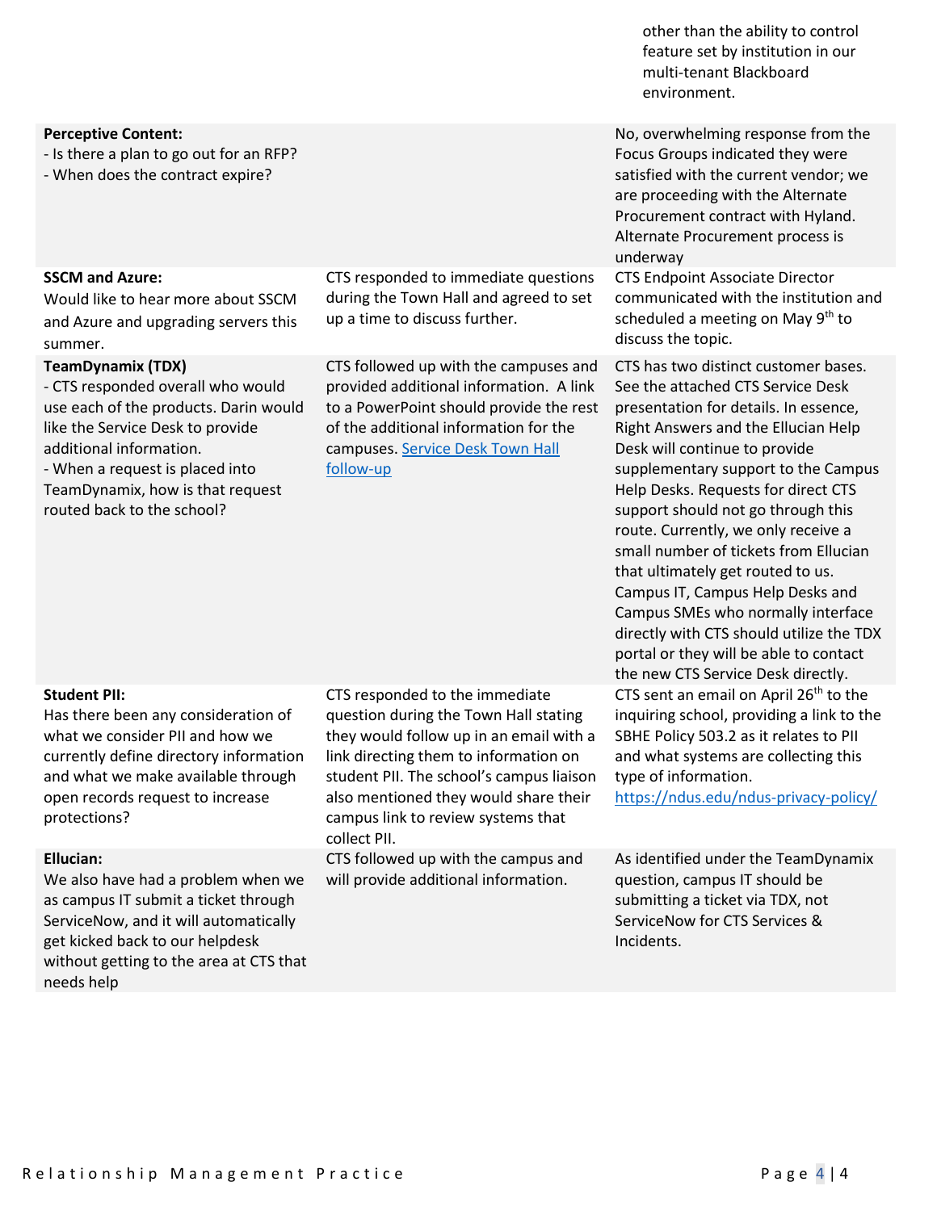| | | |
|---|---|---|
| | | other than the ability to control feature set by institution in our multi-tenant Blackboard environment. |
| **Perceptive Content:**<br>- Is there a plan to go out for an RFP?<br>- When does the contract expire? | | No, overwhelming response from the Focus Groups indicated they were satisfied with the current vendor; we are proceeding with the Alternate Procurement contract with Hyland. Alternate Procurement process is underway |
| **SSCM and Azure:**<br>Would like to hear more about SSCM and Azure and upgrading servers this summer. | CTS responded to immediate questions during the Town Hall and agreed to set up a time to discuss further. | CTS Endpoint Associate Director communicated with the institution and scheduled a meeting on May 9th to discuss the topic. |
| **TeamDynamix (TDX)**<br>- CTS responded overall who would use each of the products. Darin would like the Service Desk to provide additional information.<br>- When a request is placed into TeamDynamix, how is that request routed back to the school? | CTS followed up with the campuses and provided additional information. A link to a PowerPoint should provide the rest of the additional information for the campuses. [Service Desk Town Hall follow-up]() | CTS has two distinct customer bases. See the attached CTS Service Desk presentation for details. In essence, Right Answers and the Ellucian Help Desk will continue to provide supplementary support to the Campus Help Desks. Requests for direct CTS support should not go through this route. Currently, we only receive a small number of tickets from Ellucian that ultimately get routed to us. Campus IT, Campus Help Desks and Campus SMEs who normally interface directly with CTS should utilize the TDX portal or they will be able to contact the new CTS Service Desk directly. |
| **Student PII:**<br>Has there been any consideration of what we consider PII and how we currently define directory information and what we make available through open records request to increase protections? | CTS responded to the immediate question during the Town Hall stating they would follow up in an email with a link directing them to information on student PII. The school's campus liaison also mentioned they would share their campus link to review systems that collect PII. | CTS sent an email on April 26th to the inquiring school, providing a link to the SBHE Policy 503.2 as it relates to PII and what systems are collecting this type of information. https://ndus.edu/ndus-privacy-policy/ |
| **Ellucian:**<br>We also have had a problem when we as campus IT submit a ticket through ServiceNow, and it will automatically get kicked back to our helpdesk without getting to the area at CTS that needs help | CTS followed up with the campus and will provide additional information. | As identified under the TeamDynamix question, campus IT should be submitting a ticket via TDX, not ServiceNow for CTS Services & Incidents. |